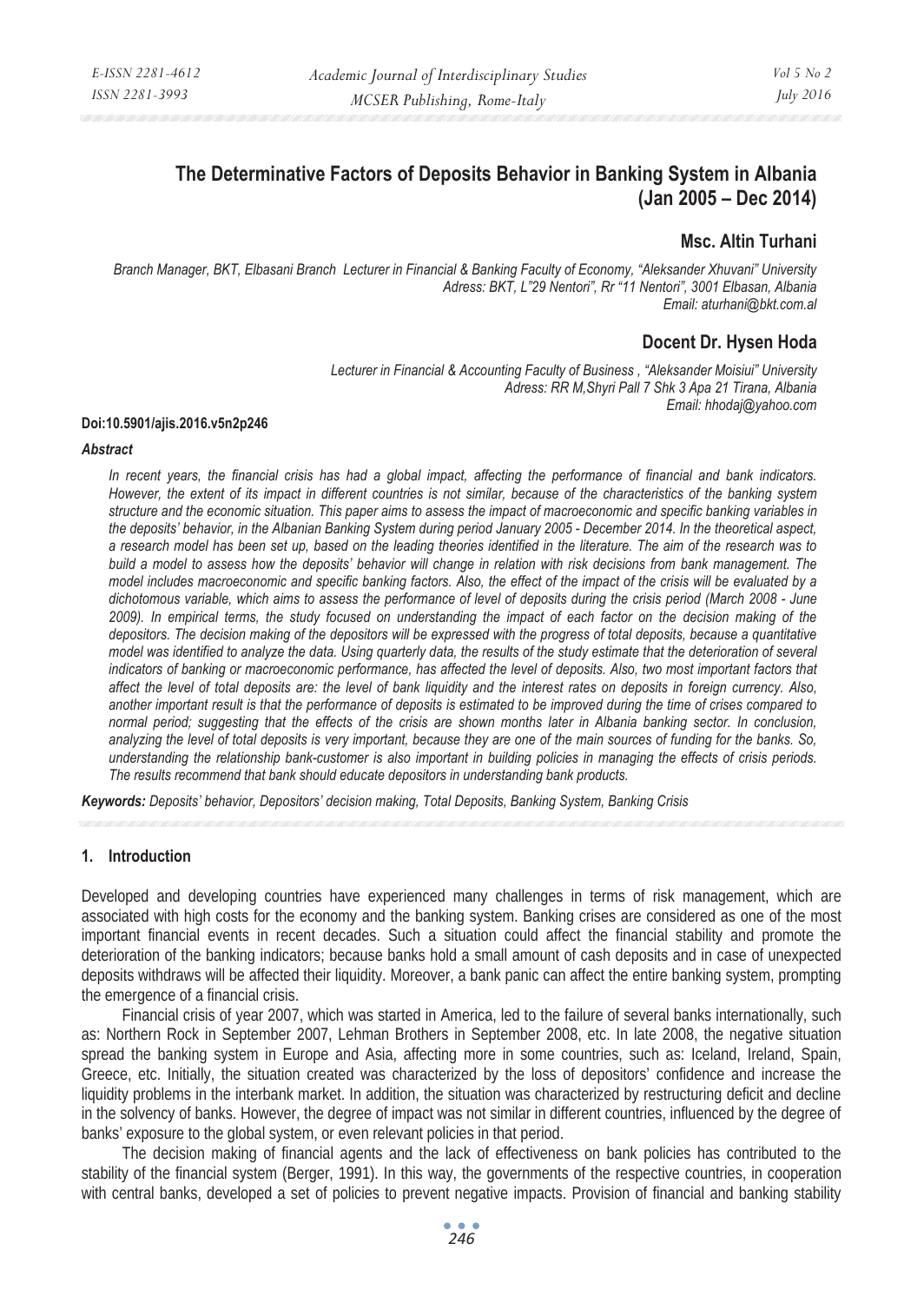# The Determinative Factors of Deposits Behavior in Banking System in Albania (Jan 2005 – Dec 2014)

## Msc. Altin Turhani

*Branch Manager, BKT, Elbasani Branch Lecturer in Financial & Banking Faculty of Economy, "Aleksander Xhuvani" University*
*Adress: BKT, L"29 Nentori", Rr "11 Nentori", 3001 Elbasan, Albania*
*Email: aturhani@bkt.com.al*

## Docent Dr. Hysen Hoda

*Lecturer in Financial & Accounting Faculty of Business , "Aleksander Moisiui" University*
*Adress: RR M,Shyri Pall 7 Shk 3 Apa 21 Tirana, Albania*
*Email: hhodaj@yahoo.com*

**Doi:10.5901/ajis.2016.v5n2p246**

***Abstract***

*In recent years, the financial crisis has had a global impact, affecting the performance of financial and bank indicators. However, the extent of its impact in different countries is not similar, because of the characteristics of the banking system structure and the economic situation. This paper aims to assess the impact of macroeconomic and specific banking variables in the deposits' behavior, in the Albanian Banking System during period January 2005 - December 2014. In the theoretical aspect, a research model has been set up, based on the leading theories identified in the literature. The aim of the research was to build a model to assess how the deposits' behavior will change in relation with risk decisions from bank management. The model includes macroeconomic and specific banking factors. Also, the effect of the impact of the crisis will be evaluated by a dichotomous variable, which aims to assess the performance of level of deposits during the crisis period (March 2008 - June 2009). In empirical terms, the study focused on understanding the impact of each factor on the decision making of the depositors. The decision making of the depositors will be expressed with the progress of total deposits, because a quantitative model was identified to analyze the data. Using quarterly data, the results of the study estimate that the deterioration of several indicators of banking or macroeconomic performance, has affected the level of deposits. Also, two most important factors that affect the level of total deposits are: the level of bank liquidity and the interest rates on deposits in foreign currency. Also, another important result is that the performance of deposits is estimated to be improved during the time of crises compared to normal period; suggesting that the effects of the crisis are shown months later in Albania banking sector. In conclusion, analyzing the level of total deposits is very important, because they are one of the main sources of funding for the banks. So, understanding the relationship bank-customer is also important in building policies in managing the effects of crisis periods. The results recommend that bank should educate depositors in understanding bank products.*

***Keywords:*** *Deposits' behavior, Depositors' decision making, Total Deposits, Banking System, Banking Crisis*

## 1. Introduction

Developed and developing countries have experienced many challenges in terms of risk management, which are associated with high costs for the economy and the banking system. Banking crises are considered as one of the most important financial events in recent decades. Such a situation could affect the financial stability and promote the deterioration of the banking indicators; because banks hold a small amount of cash deposits and in case of unexpected deposits withdraws will be affected their liquidity. Moreover, a bank panic can affect the entire banking system, prompting the emergence of a financial crisis.

Financial crisis of year 2007, which was started in America, led to the failure of several banks internationally, such as: Northern Rock in September 2007, Lehman Brothers in September 2008, etc. In late 2008, the negative situation spread the banking system in Europe and Asia, affecting more in some countries, such as: Iceland, Ireland, Spain, Greece, etc. Initially, the situation created was characterized by the loss of depositors' confidence and increase the liquidity problems in the interbank market. In addition, the situation was characterized by restructuring deficit and decline in the solvency of banks. However, the degree of impact was not similar in different countries, influenced by the degree of banks' exposure to the global system, or even relevant policies in that period.

The decision making of financial agents and the lack of effectiveness on bank policies has contributed to the stability of the financial system (Berger, 1991). In this way, the governments of the respective countries, in cooperation with central banks, developed a set of policies to prevent negative impacts. Provision of financial and banking stability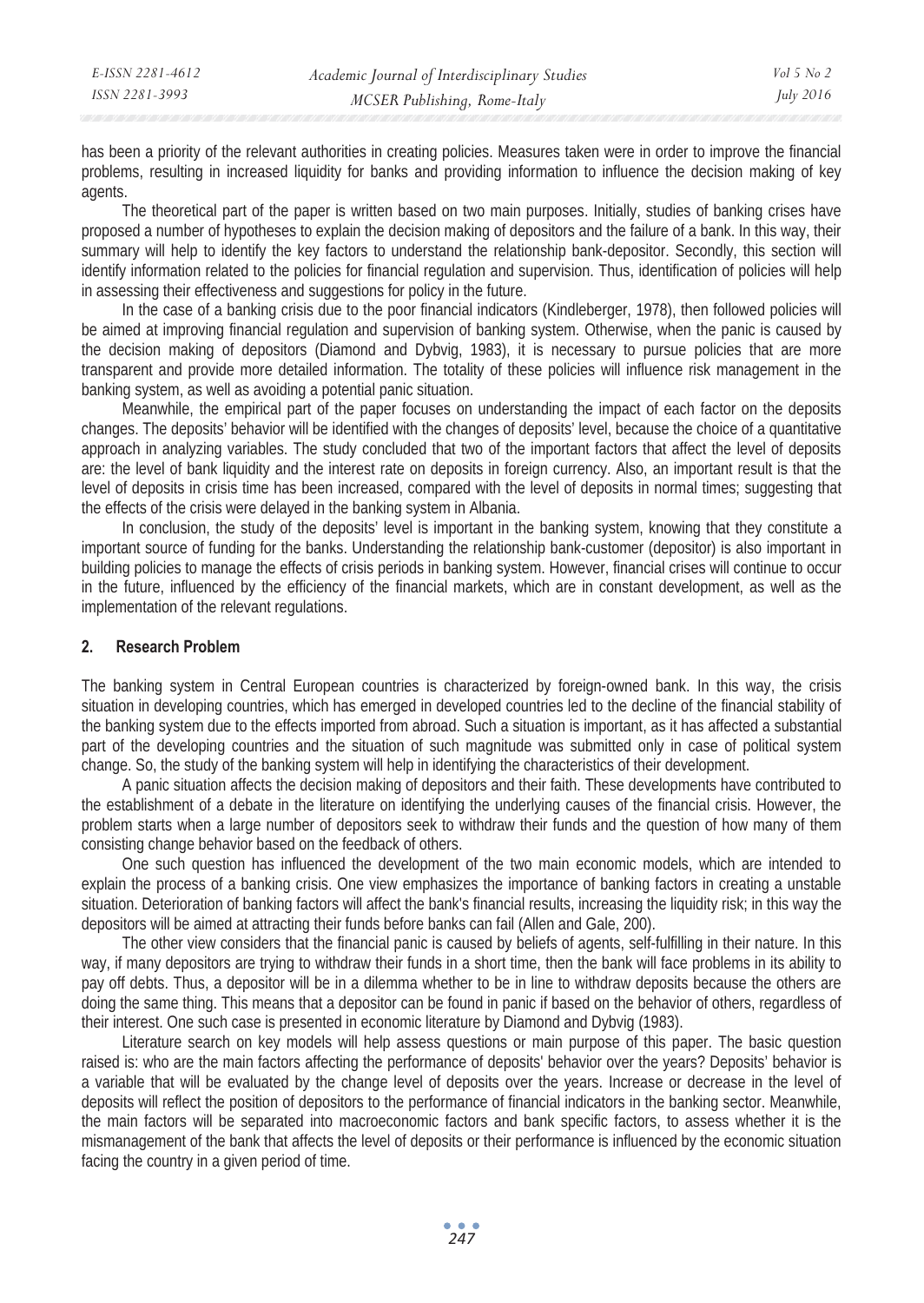has been a priority of the relevant authorities in creating policies. Measures taken were in order to improve the financial problems, resulting in increased liquidity for banks and providing information to influence the decision making of key agents.

The theoretical part of the paper is written based on two main purposes. Initially, studies of banking crises have proposed a number of hypotheses to explain the decision making of depositors and the failure of a bank. In this way, their summary will help to identify the key factors to understand the relationship bank-depositor. Secondly, this section will identify information related to the policies for financial regulation and supervision. Thus, identification of policies will help in assessing their effectiveness and suggestions for policy in the future.

In the case of a banking crisis due to the poor financial indicators (Kindleberger, 1978), then followed policies will be aimed at improving financial regulation and supervision of banking system. Otherwise, when the panic is caused by the decision making of depositors (Diamond and Dybvig, 1983), it is necessary to pursue policies that are more transparent and provide more detailed information. The totality of these policies will influence risk management in the banking system, as well as avoiding a potential panic situation.

Meanwhile, the empirical part of the paper focuses on understanding the impact of each factor on the deposits changes. The deposits' behavior will be identified with the changes of deposits' level, because the choice of a quantitative approach in analyzing variables. The study concluded that two of the important factors that affect the level of deposits are: the level of bank liquidity and the interest rate on deposits in foreign currency. Also, an important result is that the level of deposits in crisis time has been increased, compared with the level of deposits in normal times; suggesting that the effects of the crisis were delayed in the banking system in Albania.

In conclusion, the study of the deposits' level is important in the banking system, knowing that they constitute a important source of funding for the banks. Understanding the relationship bank-customer (depositor) is also important in building policies to manage the effects of crisis periods in banking system. However, financial crises will continue to occur in the future, influenced by the efficiency of the financial markets, which are in constant development, as well as the implementation of the relevant regulations.

## 2. Research Problem

The banking system in Central European countries is characterized by foreign-owned bank. In this way, the crisis situation in developing countries, which has emerged in developed countries led to the decline of the financial stability of the banking system due to the effects imported from abroad. Such a situation is important, as it has affected a substantial part of the developing countries and the situation of such magnitude was submitted only in case of political system change. So, the study of the banking system will help in identifying the characteristics of their development.

A panic situation affects the decision making of depositors and their faith. These developments have contributed to the establishment of a debate in the literature on identifying the underlying causes of the financial crisis. However, the problem starts when a large number of depositors seek to withdraw their funds and the question of how many of them consisting change behavior based on the feedback of others.

One such question has influenced the development of the two main economic models, which are intended to explain the process of a banking crisis. One view emphasizes the importance of banking factors in creating a unstable situation. Deterioration of banking factors will affect the bank's financial results, increasing the liquidity risk; in this way the depositors will be aimed at attracting their funds before banks can fail (Allen and Gale, 200).

The other view considers that the financial panic is caused by beliefs of agents, self-fulfilling in their nature. In this way, if many depositors are trying to withdraw their funds in a short time, then the bank will face problems in its ability to pay off debts. Thus, a depositor will be in a dilemma whether to be in line to withdraw deposits because the others are doing the same thing. This means that a depositor can be found in panic if based on the behavior of others, regardless of their interest. One such case is presented in economic literature by Diamond and Dybvig (1983).

Literature search on key models will help assess questions or main purpose of this paper. The basic question raised is: who are the main factors affecting the performance of deposits' behavior over the years? Deposits' behavior is a variable that will be evaluated by the change level of deposits over the years. Increase or decrease in the level of deposits will reflect the position of depositors to the performance of financial indicators in the banking sector. Meanwhile, the main factors will be separated into macroeconomic factors and bank specific factors, to assess whether it is the mismanagement of the bank that affects the level of deposits or their performance is influenced by the economic situation facing the country in a given period of time.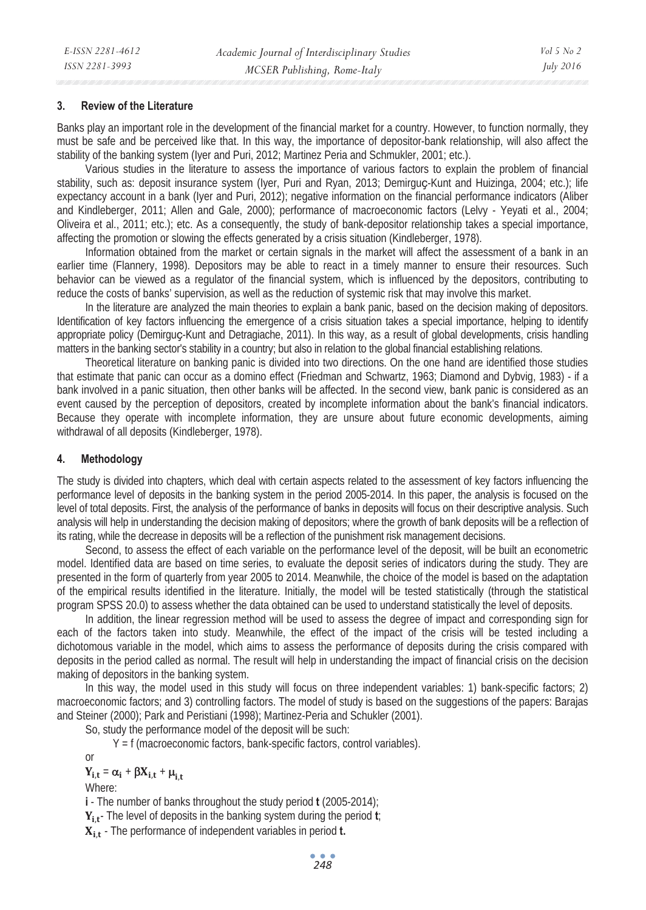## 3. Review of the Literature

Banks play an important role in the development of the financial market for a country. However, to function normally, they must be safe and be perceived like that. In this way, the importance of depositor-bank relationship, will also affect the stability of the banking system (Iyer and Puri, 2012; Martinez Peria and Schmukler, 2001; etc.).

Various studies in the literature to assess the importance of various factors to explain the problem of financial stability, such as: deposit insurance system (Iyer, Puri and Ryan, 2013; Demirguç-Kunt and Huizinga, 2004; etc.); life expectancy account in a bank (Iyer and Puri, 2012); negative information on the financial performance indicators (Aliber and Kindleberger, 2011; Allen and Gale, 2000); performance of macroeconomic factors (Lelvy - Yeyati et al., 2004; Oliveira et al., 2011; etc.); etc. As a consequently, the study of bank-depositor relationship takes a special importance, affecting the promotion or slowing the effects generated by a crisis situation (Kindleberger, 1978).

Information obtained from the market or certain signals in the market will affect the assessment of a bank in an earlier time (Flannery, 1998). Depositors may be able to react in a timely manner to ensure their resources. Such behavior can be viewed as a regulator of the financial system, which is influenced by the depositors, contributing to reduce the costs of banks' supervision, as well as the reduction of systemic risk that may involve this market.

In the literature are analyzed the main theories to explain a bank panic, based on the decision making of depositors. Identification of key factors influencing the emergence of a crisis situation takes a special importance, helping to identify appropriate policy (Demirguç-Kunt and Detragiache, 2011). In this way, as a result of global developments, crisis handling matters in the banking sector's stability in a country; but also in relation to the global financial establishing relations.

Theoretical literature on banking panic is divided into two directions. On the one hand are identified those studies that estimate that panic can occur as a domino effect (Friedman and Schwartz, 1963; Diamond and Dybvig, 1983) - if a bank involved in a panic situation, then other banks will be affected. In the second view, bank panic is considered as an event caused by the perception of depositors, created by incomplete information about the bank's financial indicators. Because they operate with incomplete information, they are unsure about future economic developments, aiming withdrawal of all deposits (Kindleberger, 1978).

## 4. Methodology

The study is divided into chapters, which deal with certain aspects related to the assessment of key factors influencing the performance level of deposits in the banking system in the period 2005-2014. In this paper, the analysis is focused on the level of total deposits. First, the analysis of the performance of banks in deposits will focus on their descriptive analysis. Such analysis will help in understanding the decision making of depositors; where the growth of bank deposits will be a reflection of its rating, while the decrease in deposits will be a reflection of the punishment risk management decisions.

Second, to assess the effect of each variable on the performance level of the deposit, will be built an econometric model. Identified data are based on time series, to evaluate the deposit series of indicators during the study. They are presented in the form of quarterly from year 2005 to 2014. Meanwhile, the choice of the model is based on the adaptation of the empirical results identified in the literature. Initially, the model will be tested statistically (through the statistical program SPSS 20.0) to assess whether the data obtained can be used to understand statistically the level of deposits.

In addition, the linear regression method will be used to assess the degree of impact and corresponding sign for each of the factors taken into study. Meanwhile, the effect of the impact of the crisis will be tested including a dichotomous variable in the model, which aims to assess the performance of deposits during the crisis compared with deposits in the period called as normal. The result will help in understanding the impact of financial crisis on the decision making of depositors in the banking system.

In this way, the model used in this study will focus on three independent variables: 1) bank-specific factors; 2) macroeconomic factors; and 3) controlling factors. The model of study is based on the suggestions of the papers: Barajas and Steiner (2000); Park and Peristiani (1998); Martinez-Peria and Schukler (2001).

So, study the performance model of the deposit will be such:

Y = f (macroeconomic factors, bank-specific factors, control variables).

or

$$Y_{i,t} = \alpha_i + \beta X_{i,t} + \mu_{i,t}$$

Where:

**i** - The number of banks throughout the study period **t** (2005-2014);

$Y_{i,t}$ - The level of deposits in the banking system during the period **t**;

$X_{i,t}$ - The performance of independent variables in period **t.**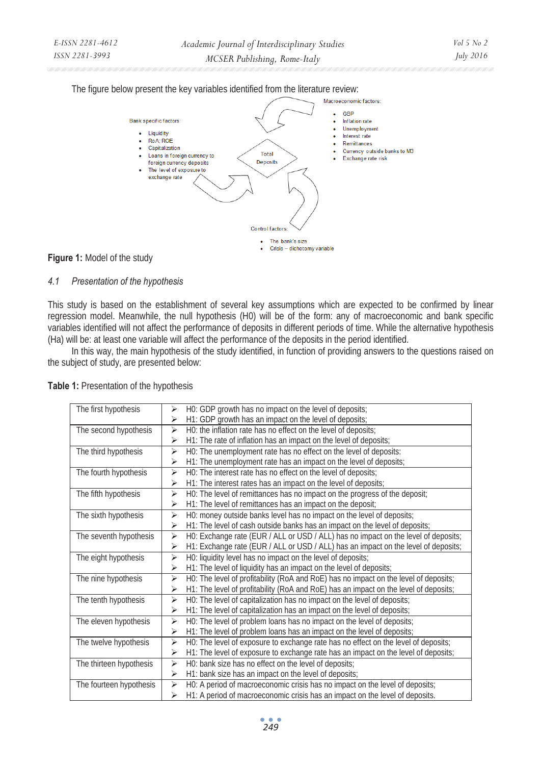The figure below present the key variables identified from the literature review:

Bank specific factors:

- Liquidity
- RoA; ROE
- Capitalization
- Loans in foreign currency to foreign currency deposits
- The level of exposure to exchange rate

Total Deposits

Macroeconomic factors:

- GBP
- Inflation rate
- Unemployment
- Interest rate
- Remittances
- Currency outside banks to M3
- Exchange rate risk

Control factors:

- The bank's size
- Crisis – dichotomy variable

**Figure 1:** Model of the study

### *4.1 Presentation of the hypothesis*

This study is based on the establishment of several key assumptions which are expected to be confirmed by linear regression model. Meanwhile, the null hypothesis (H0) will be of the form: any of macroeconomic and bank specific variables identified will not affect the performance of deposits in different periods of time. While the alternative hypothesis (Ha) will be: at least one variable will affect the performance of the deposits in the period identified.

In this way, the main hypothesis of the study identified, in function of providing answers to the questions raised on the subject of study, are presented below:

**Table 1:** Presentation of the hypothesis

| | |
|---|---|
| The first hypothesis | ➢ H0: GDP growth has no impact on the level of deposits;<br>➢ H1: GDP growth has an impact on the level of deposits; |
| The second hypothesis | ➢ H0: the inflation rate has no effect on the level of deposits;<br>➢ H1: The rate of inflation has an impact on the level of deposits; |
| The third hypothesis | ➢ H0: The unemployment rate has no effect on the level of deposits:<br>➢ H1: The unemployment rate has an impact on the level of deposits; |
| The fourth hypothesis | ➢ H0: The interest rate has no effect on the level of deposits;<br>➢ H1: The interest rates has an impact on the level of deposits; |
| The fifth hypothesis | ➢ H0: The level of remittances has no impact on the progress of the deposit;<br>➢ H1: The level of remittances has an impact on the deposit; |
| The sixth hypothesis | ➢ H0: money outside banks level has no impact on the level of deposits;<br>➢ H1: The level of cash outside banks has an impact on the level of deposits; |
| The seventh hypothesis | ➢ H0: Exchange rate (EUR / ALL or USD / ALL) has no impact on the level of deposits;<br>➢ H1: Exchange rate (EUR / ALL or USD / ALL) has an impact on the level of deposits; |
| The eight hypothesis | ➢ H0: liquidity level has no impact on the level of deposits;<br>➢ H1: The level of liquidity has an impact on the level of deposits; |
| The nine hypothesis | ➢ H0: The level of profitability (RoA and RoE) has no impact on the level of deposits;<br>➢ H1: The level of profitability (RoA and RoE) has an impact on the level of deposits; |
| The tenth hypothesis | ➢ H0: The level of capitalization has no impact on the level of deposits;<br>➢ H1: The level of capitalization has an impact on the level of deposits; |
| The eleven hypothesis | ➢ H0: The level of problem loans has no impact on the level of deposits;<br>➢ H1: The level of problem loans has an impact on the level of deposits; |
| The twelve hypothesis | ➢ H0: The level of exposure to exchange rate has no effect on the level of deposits;<br>➢ H1: The level of exposure to exchange rate has an impact on the level of deposits; |
| The thirteen hypothesis | ➢ H0: bank size has no effect on the level of deposits;<br>➢ H1: bank size has an impact on the level of deposits; |
| The fourteen hypothesis | ➢ H0: A period of macroeconomic crisis has no impact on the level of deposits;<br>➢ H1: A period of macroeconomic crisis has an impact on the level of deposits. |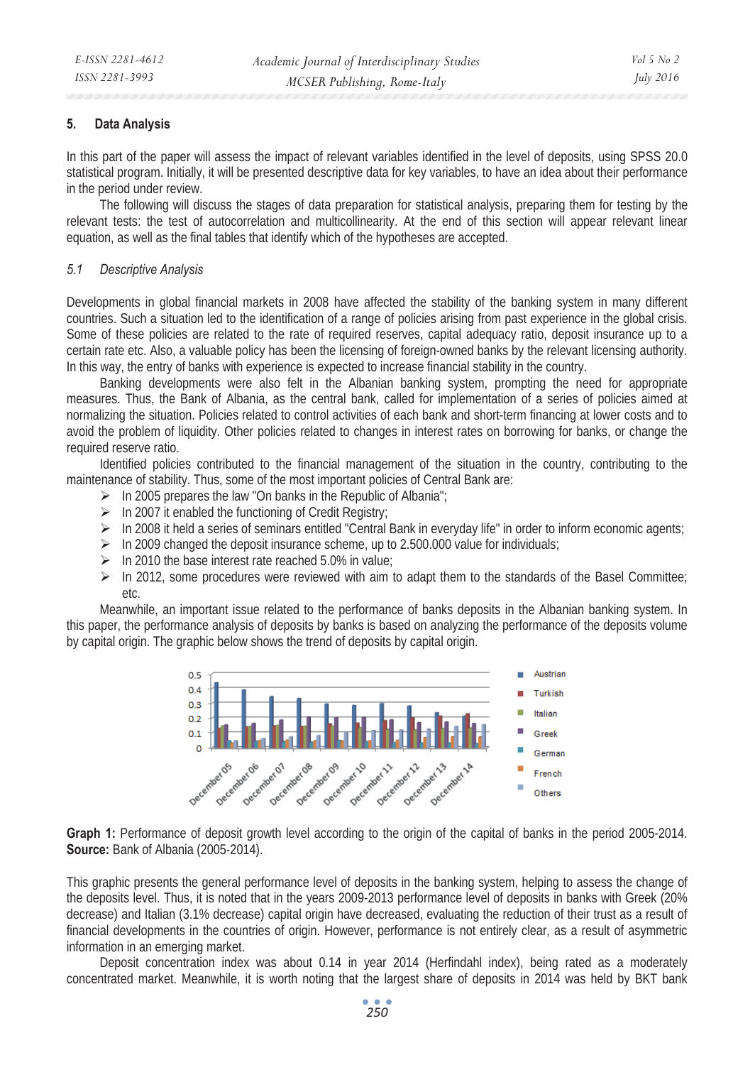## 5. Data Analysis

In this part of the paper will assess the impact of relevant variables identified in the level of deposits, using SPSS 20.0 statistical program. Initially, it will be presented descriptive data for key variables, to have an idea about their performance in the period under review.

The following will discuss the stages of data preparation for statistical analysis, preparing them for testing by the relevant tests: the test of autocorrelation and multicollinearity. At the end of this section will appear relevant linear equation, as well as the final tables that identify which of the hypotheses are accepted.

### *5.1 Descriptive Analysis*

Developments in global financial markets in 2008 have affected the stability of the banking system in many different countries. Such a situation led to the identification of a range of policies arising from past experience in the global crisis. Some of these policies are related to the rate of required reserves, capital adequacy ratio, deposit insurance up to a certain rate etc. Also, a valuable policy has been the licensing of foreign-owned banks by the relevant licensing authority. In this way, the entry of banks with experience is expected to increase financial stability in the country.

Banking developments were also felt in the Albanian banking system, prompting the need for appropriate measures. Thus, the Bank of Albania, as the central bank, called for implementation of a series of policies aimed at normalizing the situation. Policies related to control activities of each bank and short-term financing at lower costs and to avoid the problem of liquidity. Other policies related to changes in interest rates on borrowing for banks, or change the required reserve ratio.

Identified policies contributed to the financial management of the situation in the country, contributing to the maintenance of stability. Thus, some of the most important policies of Central Bank are:

- In 2005 prepares the law "On banks in the Republic of Albania";
- In 2007 it enabled the functioning of Credit Registry;
- In 2008 it held a series of seminars entitled "Central Bank in everyday life" in order to inform economic agents;
- In 2009 changed the deposit insurance scheme, up to 2.500.000 value for individuals;
- In 2010 the base interest rate reached 5.0% in value;
- In 2012, some procedures were reviewed with aim to adapt them to the standards of the Basel Committee; etc.

Meanwhile, an important issue related to the performance of banks deposits in the Albanian banking system. In this paper, the performance analysis of deposits by banks is based on analyzing the performance of the deposits volume by capital origin. The graphic below shows the trend of deposits by capital origin.

**Graph 1:** Performance of deposit growth level according to the origin of the capital of banks in the period 2005-2014.
**Source:** Bank of Albania (2005-2014).

This graphic presents the general performance level of deposits in the banking system, helping to assess the change of the deposits level. Thus, it is noted that in the years 2009-2013 performance level of deposits in banks with Greek (20% decrease) and Italian (3.1% decrease) capital origin have decreased, evaluating the reduction of their trust as a result of financial developments in the countries of origin. However, performance is not entirely clear, as a result of asymmetric information in an emerging market.

Deposit concentration index was about 0.14 in year 2014 (Herfindahl index), being rated as a moderately concentrated market. Meanwhile, it is worth noting that the largest share of deposits in 2014 was held by BKT bank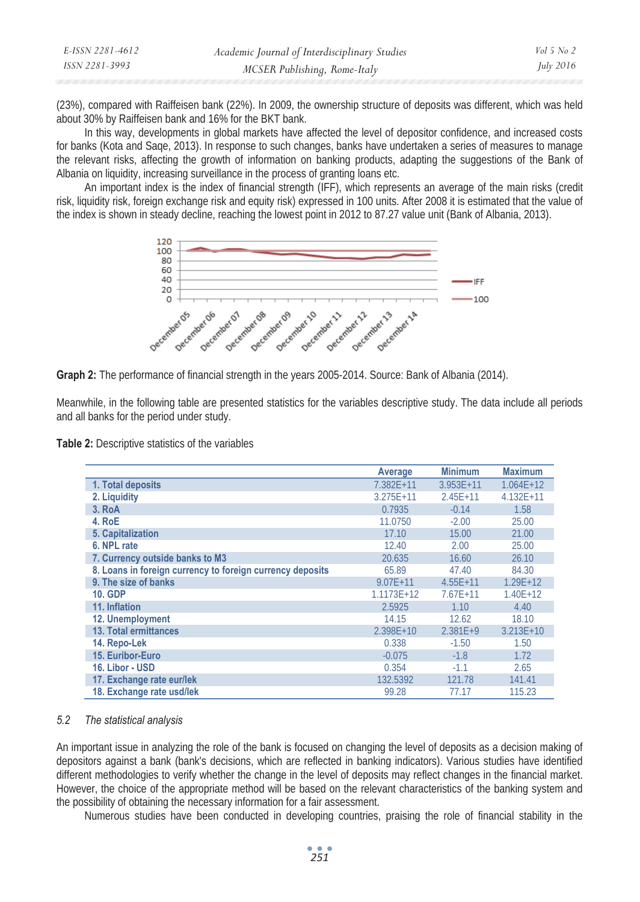(23%), compared with Raiffeisen bank (22%). In 2009, the ownership structure of deposits was different, which was held about 30% by Raiffeisen bank and 16% for the BKT bank.

In this way, developments in global markets have affected the level of depositor confidence, and increased costs for banks (Kota and Saqe, 2013). In response to such changes, banks have undertaken a series of measures to manage the relevant risks, affecting the growth of information on banking products, adapting the suggestions of the Bank of Albania on liquidity, increasing surveillance in the process of granting loans etc.

An important index is the index of financial strength (IFF), which represents an average of the main risks (credit risk, liquidity risk, foreign exchange risk and equity risk) expressed in 100 units. After 2008 it is estimated that the value of the index is shown in steady decline, reaching the lowest point in 2012 to 87.27 value unit (Bank of Albania, 2013).

**Graph 2:** The performance of financial strength in the years 2005-2014. Source: Bank of Albania (2014).

Meanwhile, in the following table are presented statistics for the variables descriptive study. The data include all periods and all banks for the period under study.

**Table 2:** Descriptive statistics of the variables

| | Average | Minimum | Maximum |
|---|---|---|---|
| 1. Total deposits | 7.382E+11 | 3.953E+11 | 1.064E+12 |
| 2. Liquidity | 3.275E+11 | 2.45E+11 | 4.132E+11 |
| 3. RoA | 0.7935 | -0.14 | 1.58 |
| 4. RoE | 11.0750 | -2.00 | 25.00 |
| 5. Capitalization | 17.10 | 15.00 | 21.00 |
| 6. NPL rate | 12.40 | 2.00 | 25.00 |
| 7. Currency outside banks to M3 | 20.635 | 16.60 | 26.10 |
| 8. Loans in foreign currency to foreign currency deposits | 65.89 | 47.40 | 84.30 |
| 9. The size of banks | 9.07E+11 | 4.55E+11 | 1.29E+12 |
| 10. GDP | 1.1173E+12 | 7.67E+11 | 1.40E+12 |
| 11. Inflation | 2.5925 | 1.10 | 4.40 |
| 12. Unemployment | 14.15 | 12.62 | 18.10 |
| 13. Total remittances | 2.398E+10 | 2.381E+9 | 3.213E+10 |
| 14. Repo-Lek | 0.338 | -1.50 | 1.50 |
| 15. Euribor-Euro | -0.075 | -1.8 | 1.72 |
| 16. Libor - USD | 0.354 | -1.1 | 2.65 |
| 17. Exchange rate eur/lek | 132.5392 | 121.78 | 141.41 |
| 18. Exchange rate usd/lek | 99.28 | 77.17 | 115.23 |

### 5.2 *The statistical analysis*

An important issue in analyzing the role of the bank is focused on changing the level of deposits as a decision making of depositors against a bank (bank's decisions, which are reflected in banking indicators). Various studies have identified different methodologies to verify whether the change in the level of deposits may reflect changes in the financial market. However, the choice of the appropriate method will be based on the relevant characteristics of the banking system and the possibility of obtaining the necessary information for a fair assessment.

Numerous studies have been conducted in developing countries, praising the role of financial stability in the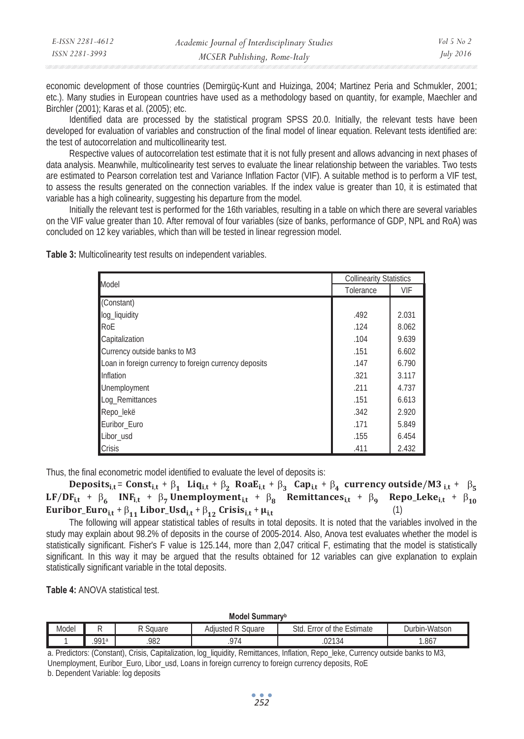economic development of those countries (Demirgüç-Kunt and Huizinga, 2004; Martinez Peria and Schmukler, 2001; etc.). Many studies in European countries have used as a methodology based on quantity, for example, Maechler and Birchler (2001); Karas et al. (2005); etc.

Identified data are processed by the statistical program SPSS 20.0. Initially, the relevant tests have been developed for evaluation of variables and construction of the final model of linear equation. Relevant tests identified are: the test of autocorrelation and multicollinearity test.

Respective values of autocorrelation test estimate that it is not fully present and allows advancing in next phases of data analysis. Meanwhile, multicolinearity test serves to evaluate the linear relationship between the variables. Two tests are estimated to Pearson correlation test and Variance Inflation Factor (VIF). A suitable method is to perform a VIF test, to assess the results generated on the connection variables. If the index value is greater than 10, it is estimated that variable has a high colinearity, suggesting his departure from the model.

Initially the relevant test is performed for the 16th variables, resulting in a table on which there are several variables on the VIF value greater than 10. After removal of four variables (size of banks, performance of GDP, NPL and RoA) was concluded on 12 key variables, which than will be tested in linear regression model.

**Table 3:** Multicolinearity test results on independent variables.

| Model | Collinearity Statistics | |
|---|---|---|
| | Tolerance | VIF |
| (Constant) | | |
| log_liquidity | .492 | 2.031 |
| RoE | .124 | 8.062 |
| Capitalization | .104 | 9.639 |
| Currency outside banks to M3 | .151 | 6.602 |
| Loan in foreign currency to foreign currency deposits | .147 | 6.790 |
| Inflation | .321 | 3.117 |
| Unemployment | .211 | 4.737 |
| Log_Remittances | .151 | 6.613 |
| Repo_lekë | .342 | 2.920 |
| Euribor_Euro | .171 | 5.849 |
| Libor_usd | .155 | 6.454 |
| Crisis | .411 | 2.432 |

Thus, the final econometric model identified to evaluate the level of deposits is:

$$\mathbf{Deposits_{i,t} = Const_{i,t} + \beta_1\ Liq_{i,t} + \beta_2\ RoaE_{i,t} + \beta_3\ Cap_{i,t} + \beta_4\ currency\ outside/M3_{\ i,t} + \beta_5\ LF/DF_{i,t} + \beta_6\ INF_{i,t} + \beta_7\ Unemployment_{i,t} + \beta_8\ Remittances_{i,t} + \beta_9\ Repo\_Leke_{i,t} + \beta_{10}\ Euribor\_Euro_{i,t} + \beta_{11}\ Libor\_Usd_{i,t} + \beta_{12}\ Crisis_{i,t} + \mu_{i,t}} \quad (1)$$

The following will appear statistical tables of results in total deposits. It is noted that the variables involved in the study may explain about 98.2% of deposits in the course of 2005-2014. Also, Anova test evaluates whether the model is statistically significant. Fisher's F value is 125.144, more than 2,047 critical F, estimating that the model is statistically significant. In this way it may be argued that the results obtained for 12 variables can give explanation to explain statistically significant variable in the total deposits.

**Table 4:** ANOVA statistical test.

**Model Summary[b]**

| Model | R | R Square | Adjusted R Square | Std. Error of the Estimate | Durbin-Watson |
|---|---|---|---|---|---|
| 1 | .991[a] | .982 | .974 | .02134 | 1.867 |

a. Predictors: (Constant), Crisis, Capitalization, log_liquidity, Remittances, Inflation, Repo_leke, Currency outside banks to M3, Unemployment, Euribor_Euro, Libor_usd, Loans in foreign currency to foreign currency deposits, RoE

b. Dependent Variable: log deposits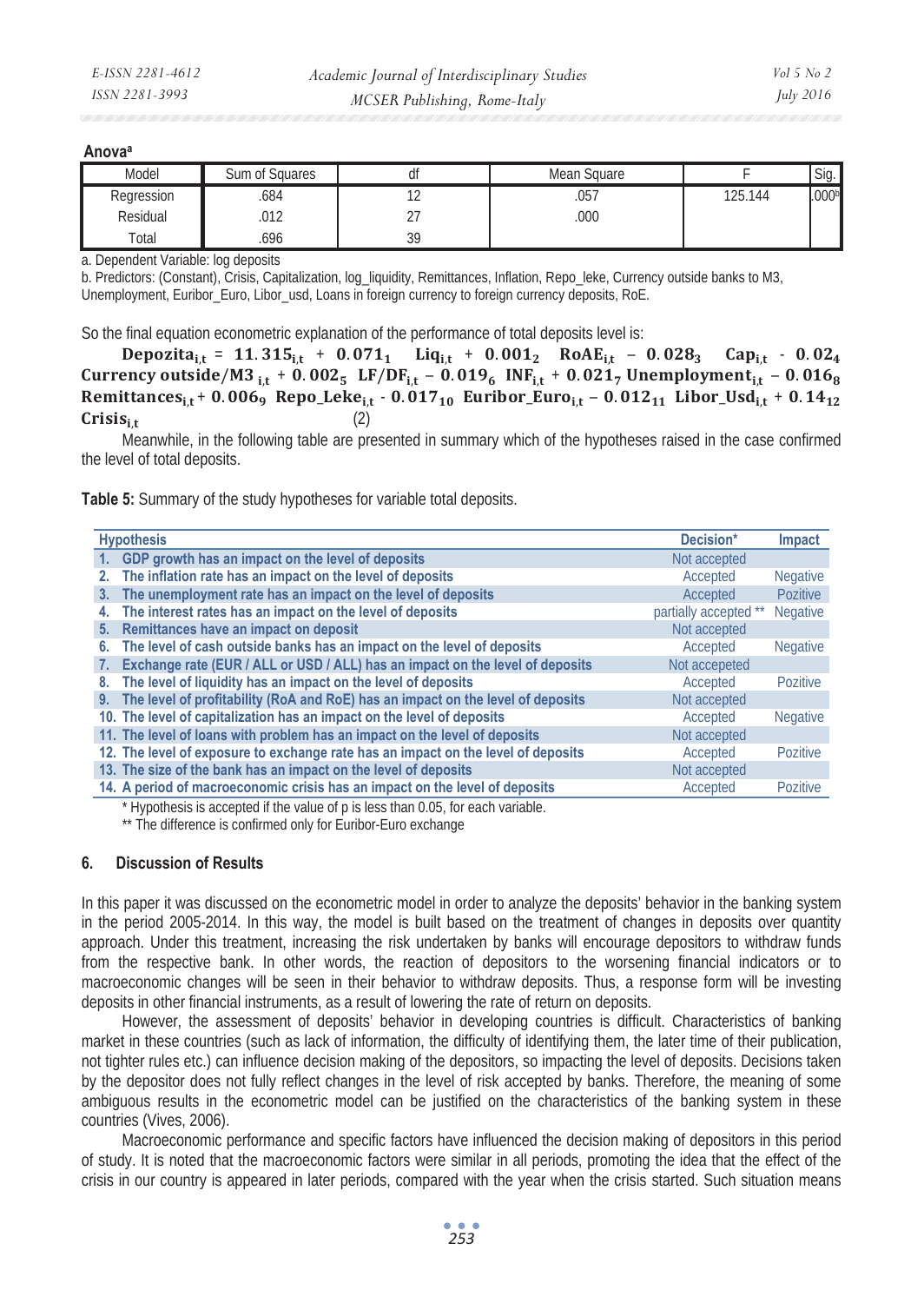**Anova[a]**

| Model | Sum of Squares | df | Mean Square | F | Sig. |
|---|---|---|---|---|---|
| Regression | .684 | 12 | .057 | 125.144 | .000[b] |
| Residual | .012 | 27 | .000 | | |
| Total | .696 | 39 | | | |

a. Dependent Variable: log deposits

b. Predictors: (Constant), Crisis, Capitalization, log_liquidity, Remittances, Inflation, Repo_leke, Currency outside banks to M3, Unemployment, Euribor_Euro, Libor_usd, Loans in foreign currency to foreign currency deposits, RoE.

So the final equation econometric explanation of the performance of total deposits level is:

$$\mathbf{Depozita_{i,t}} = 11.315_{i,t} + 0.071_1 \ \mathbf{Liq_{i,t}} + 0.001_2 \ \mathbf{RoAE_{i,t}} - 0.028_3 \ \mathbf{Cap_{i,t}} - 0.02_4 \ \mathbf{Currency\ outside/M3}_{i,t} + 0.002_5 \ \mathbf{LF/DF_{i,t}} - 0.019_6 \ \mathbf{INF_{i,t}} + 0.021_7 \ \mathbf{Unemployment_{i,t}} - 0.016_8 \ \mathbf{Remittances_{i,t}} + 0.006_9 \ \mathbf{Repo\_Leke_{i,t}} - 0.017_{10} \ \mathbf{Euribor\_Euro_{i,t}} - 0.012_{11} \ \mathbf{Libor\_Usd_{i,t}} + 0.14_{12} \ \mathbf{Crisis_{i,t}} \quad (2)$$

Meanwhile, in the following table are presented in summary which of the hypotheses raised in the case confirmed the level of total deposits.

**Table 5:** Summary of the study hypotheses for variable total deposits.

| Hypothesis | Decision* | Impact |
|---|---|---|
| 1. GDP growth has an impact on the level of deposits | Not accepted | |
| 2. The inflation rate has an impact on the level of deposits | Accepted | Negative |
| 3. The unemployment rate has an impact on the level of deposits | Accepted | Pozitive |
| 4. The interest rates has an impact on the level of deposits | partially accepted ** | Negative |
| 5. Remittances have an impact on deposit | Not accepted | |
| 6. The level of cash outside banks has an impact on the level of deposits | Accepted | Negative |
| 7. Exchange rate (EUR / ALL or USD / ALL) has an impact on the level of deposits | Not accepeted | |
| 8. The level of liquidity has an impact on the level of deposits | Accepted | Pozitive |
| 9. The level of profitability (RoA and RoE) has an impact on the level of deposits | Not accepted | |
| 10. The level of capitalization has an impact on the level of deposits | Accepted | Negative |
| 11. The level of loans with problem has an impact on the level of deposits | Not accepted | |
| 12. The level of exposure to exchange rate has an impact on the level of deposits | Accepted | Pozitive |
| 13. The size of the bank has an impact on the level of deposits | Not accepted | |
| 14. A period of macroeconomic crisis has an impact on the level of deposits | Accepted | Pozitive |

\* Hypothesis is accepted if the value of p is less than 0.05, for each variable.

\*\* The difference is confirmed only for Euribor-Euro exchange

## 6. Discussion of Results

In this paper it was discussed on the econometric model in order to analyze the deposits' behavior in the banking system in the period 2005-2014. In this way, the model is built based on the treatment of changes in deposits over quantity approach. Under this treatment, increasing the risk undertaken by banks will encourage depositors to withdraw funds from the respective bank. In other words, the reaction of depositors to the worsening financial indicators or to macroeconomic changes will be seen in their behavior to withdraw deposits. Thus, a response form will be investing deposits in other financial instruments, as a result of lowering the rate of return on deposits.

However, the assessment of deposits' behavior in developing countries is difficult. Characteristics of banking market in these countries (such as lack of information, the difficulty of identifying them, the later time of their publication, not tighter rules etc.) can influence decision making of the depositors, so impacting the level of deposits. Decisions taken by the depositor does not fully reflect changes in the level of risk accepted by banks. Therefore, the meaning of some ambiguous results in the econometric model can be justified on the characteristics of the banking system in these countries (Vives, 2006).

Macroeconomic performance and specific factors have influenced the decision making of depositors in this period of study. It is noted that the macroeconomic factors were similar in all periods, promoting the idea that the effect of the crisis in our country is appeared in later periods, compared with the year when the crisis started. Such situation means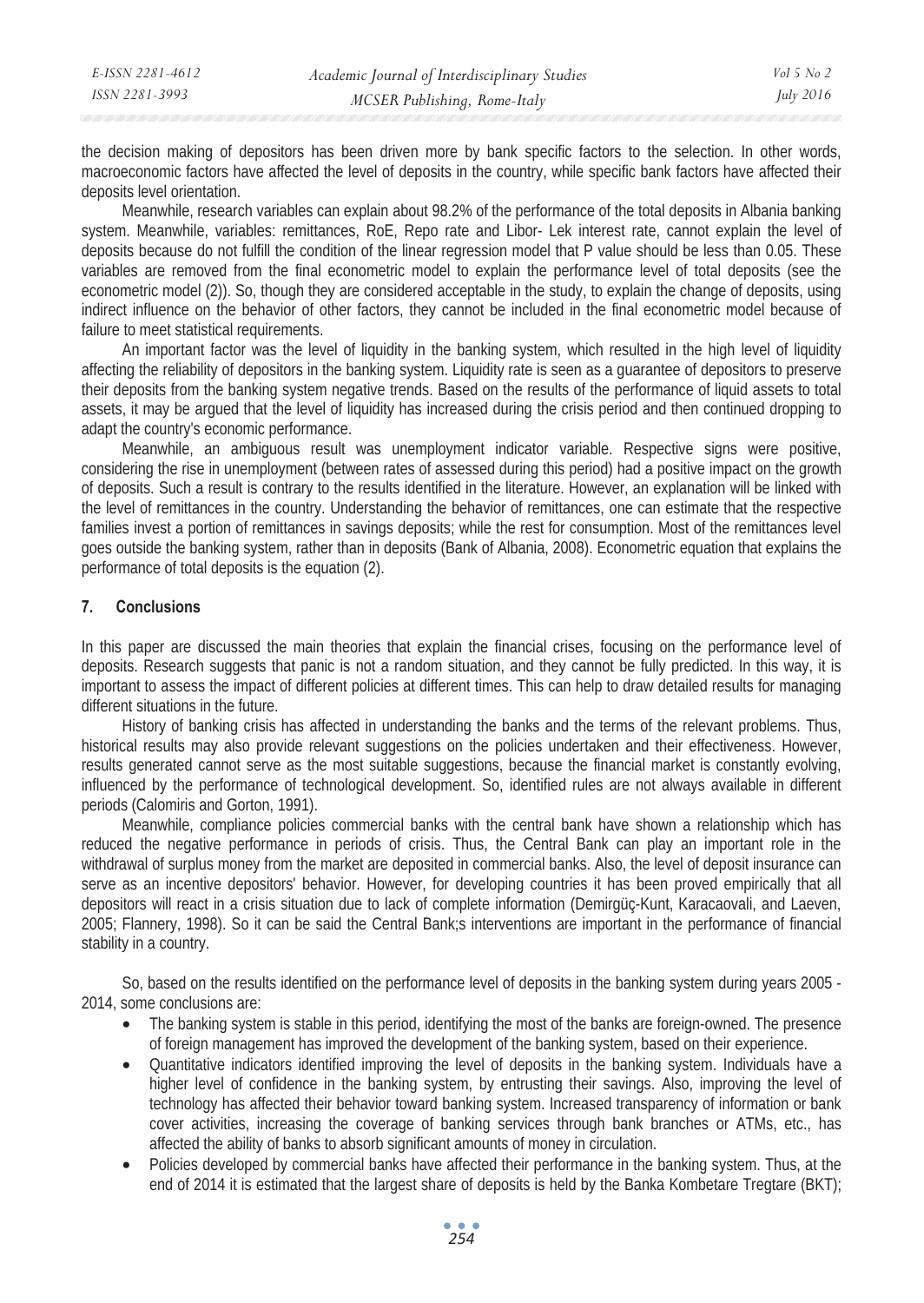the decision making of depositors has been driven more by bank specific factors to the selection. In other words, macroeconomic factors have affected the level of deposits in the country, while specific bank factors have affected their deposits level orientation.

Meanwhile, research variables can explain about 98.2% of the performance of the total deposits in Albania banking system. Meanwhile, variables: remittances, RoE, Repo rate and Libor- Lek interest rate, cannot explain the level of deposits because do not fulfill the condition of the linear regression model that P value should be less than 0.05. These variables are removed from the final econometric model to explain the performance level of total deposits (see the econometric model (2)). So, though they are considered acceptable in the study, to explain the change of deposits, using indirect influence on the behavior of other factors, they cannot be included in the final econometric model because of failure to meet statistical requirements.

An important factor was the level of liquidity in the banking system, which resulted in the high level of liquidity affecting the reliability of depositors in the banking system. Liquidity rate is seen as a guarantee of depositors to preserve their deposits from the banking system negative trends. Based on the results of the performance of liquid assets to total assets, it may be argued that the level of liquidity has increased during the crisis period and then continued dropping to adapt the country's economic performance.

Meanwhile, an ambiguous result was unemployment indicator variable. Respective signs were positive, considering the rise in unemployment (between rates of assessed during this period) had a positive impact on the growth of deposits. Such a result is contrary to the results identified in the literature. However, an explanation will be linked with the level of remittances in the country. Understanding the behavior of remittances, one can estimate that the respective families invest a portion of remittances in savings deposits; while the rest for consumption. Most of the remittances level goes outside the banking system, rather than in deposits (Bank of Albania, 2008). Econometric equation that explains the performance of total deposits is the equation (2).

## 7. Conclusions

In this paper are discussed the main theories that explain the financial crises, focusing on the performance level of deposits. Research suggests that panic is not a random situation, and they cannot be fully predicted. In this way, it is important to assess the impact of different policies at different times. This can help to draw detailed results for managing different situations in the future.

History of banking crisis has affected in understanding the banks and the terms of the relevant problems. Thus, historical results may also provide relevant suggestions on the policies undertaken and their effectiveness. However, results generated cannot serve as the most suitable suggestions, because the financial market is constantly evolving, influenced by the performance of technological development. So, identified rules are not always available in different periods (Calomiris and Gorton, 1991).

Meanwhile, compliance policies commercial banks with the central bank have shown a relationship which has reduced the negative performance in periods of crisis. Thus, the Central Bank can play an important role in the withdrawal of surplus money from the market are deposited in commercial banks. Also, the level of deposit insurance can serve as an incentive depositors' behavior. However, for developing countries it has been proved empirically that all depositors will react in a crisis situation due to lack of complete information (Demirgüç-Kunt, Karacaovali, and Laeven, 2005; Flannery, 1998). So it can be said the Central Bank;s interventions are important in the performance of financial stability in a country.

So, based on the results identified on the performance level of deposits in the banking system during years 2005 - 2014, some conclusions are:

- The banking system is stable in this period, identifying the most of the banks are foreign-owned. The presence of foreign management has improved the development of the banking system, based on their experience.
- Quantitative indicators identified improving the level of deposits in the banking system. Individuals have a higher level of confidence in the banking system, by entrusting their savings. Also, improving the level of technology has affected their behavior toward banking system. Increased transparency of information or bank cover activities, increasing the coverage of banking services through bank branches or ATMs, etc., has affected the ability of banks to absorb significant amounts of money in circulation.
- Policies developed by commercial banks have affected their performance in the banking system. Thus, at the end of 2014 it is estimated that the largest share of deposits is held by the Banka Kombetare Tregtare (BKT);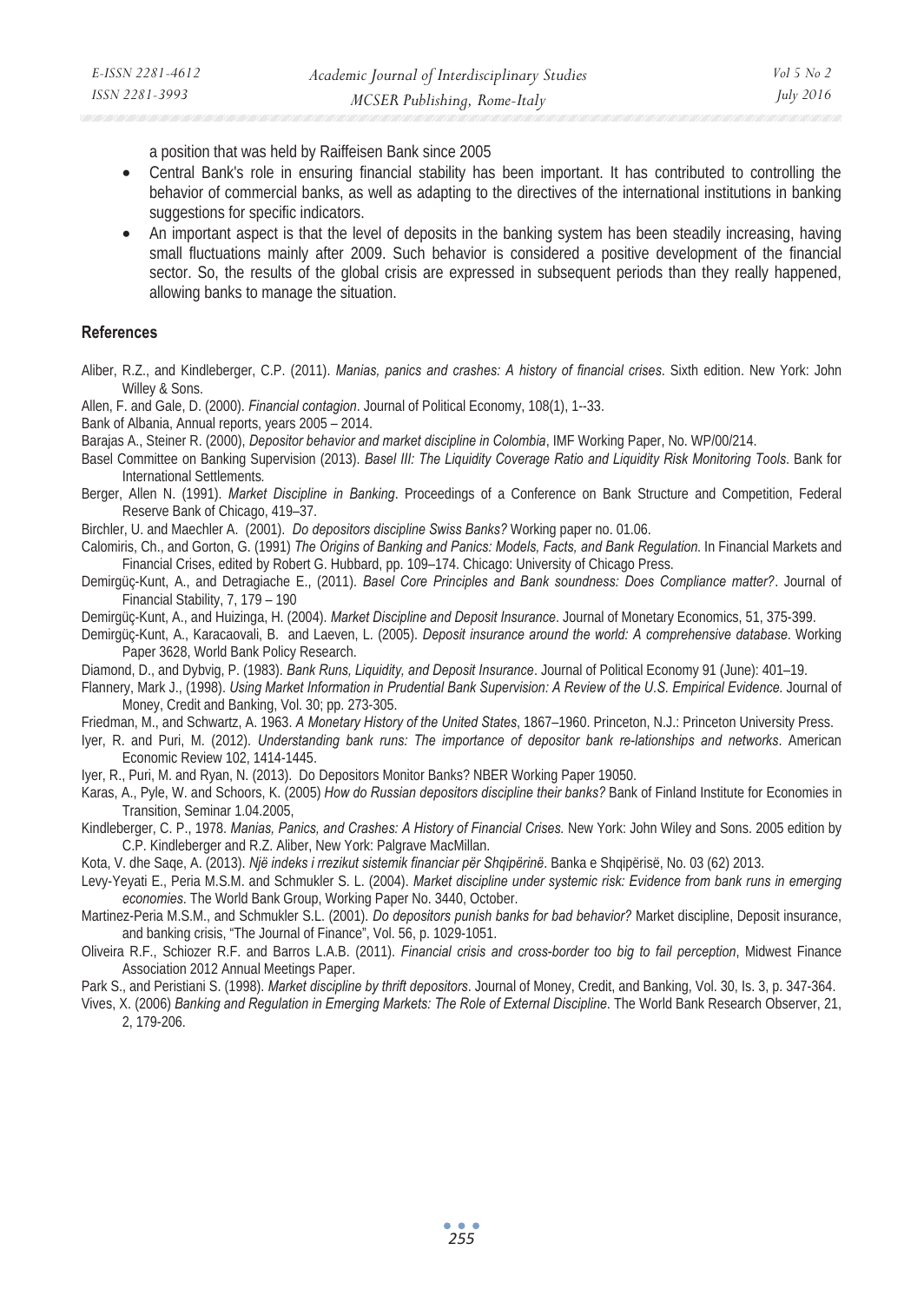a position that was held by Raiffeisen Bank since 2005

- Central Bank's role in ensuring financial stability has been important. It has contributed to controlling the behavior of commercial banks, as well as adapting to the directives of the international institutions in banking suggestions for specific indicators.
- An important aspect is that the level of deposits in the banking system has been steadily increasing, having small fluctuations mainly after 2009. Such behavior is considered a positive development of the financial sector. So, the results of the global crisis are expressed in subsequent periods than they really happened, allowing banks to manage the situation.

## References

Aliber, R.Z., and Kindleberger, C.P. (2011). *Manias, panics and crashes: A history of financial crises*. Sixth edition. New York: John Willey & Sons.

Allen, F. and Gale, D. (2000). *Financial contagion*. Journal of Political Economy, 108(1), 1--33.

Bank of Albania, Annual reports, years 2005 – 2014.

Barajas A., Steiner R. (2000), *Depositor behavior and market discipline in Colombia*, IMF Working Paper, No. WP/00/214.

Basel Committee on Banking Supervision (2013). *Basel III: The Liquidity Coverage Ratio and Liquidity Risk Monitoring Tools*. Bank for International Settlements.

Berger, Allen N. (1991). *Market Discipline in Banking*. Proceedings of a Conference on Bank Structure and Competition, Federal Reserve Bank of Chicago, 419–37.

Birchler, U. and Maechler A. (2001). *Do depositors discipline Swiss Banks?* Working paper no. 01.06.

Calomiris, Ch., and Gorton, G. (1991) *The Origins of Banking and Panics: Models, Facts, and Bank Regulation*. In Financial Markets and Financial Crises, edited by Robert G. Hubbard, pp. 109–174. Chicago: University of Chicago Press.

Demirgüç-Kunt, A., and Detragiache E., (2011). *Basel Core Principles and Bank soundness: Does Compliance matter?*. Journal of Financial Stability, 7, 179 – 190

Demirgüç-Kunt, A., and Huizinga, H. (2004). *Market Discipline and Deposit Insurance*. Journal of Monetary Economics, 51, 375-399.

Demirgüç-Kunt, A., Karacaovali, B. and Laeven, L. (2005). *Deposit insurance around the world: A comprehensive database*. Working Paper 3628, World Bank Policy Research.

Diamond, D., and Dybvig, P. (1983). *Bank Runs, Liquidity, and Deposit Insurance*. Journal of Political Economy 91 (June): 401–19.

Flannery, Mark J., (1998). *Using Market Information in Prudential Bank Supervision: A Review of the U.S. Empirical Evidence*. Journal of Money, Credit and Banking, Vol. 30; pp. 273-305.

Friedman, M., and Schwartz, A. 1963. *A Monetary History of the United States*, 1867–1960. Princeton, N.J.: Princeton University Press.

Iyer, R. and Puri, M. (2012). *Understanding bank runs: The importance of depositor bank re-lationships and networks*. American Economic Review 102, 1414-1445.

Iyer, R., Puri, M. and Ryan, N. (2013). Do Depositors Monitor Banks? NBER Working Paper 19050.

Karas, A., Pyle, W. and Schoors, K. (2005) *How do Russian depositors discipline their banks?* Bank of Finland Institute for Economies in Transition, Seminar 1.04.2005,

Kindleberger, C. P., 1978. *Manias, Panics, and Crashes: A History of Financial Crises*. New York: John Wiley and Sons. 2005 edition by C.P. Kindleberger and R.Z. Aliber, New York: Palgrave MacMillan.

Kota, V. dhe Saqe, A. (2013). *Një indeks i rrezikut sistemik financiar për Shqipërinë*. Banka e Shqipërisë, No. 03 (62) 2013.

Levy-Yeyati E., Peria M.S.M. and Schmukler S. L. (2004). *Market discipline under systemic risk: Evidence from bank runs in emerging economies*. The World Bank Group, Working Paper No. 3440, October.

Martinez-Peria M.S.M., and Schmukler S.L. (2001). *Do depositors punish banks for bad behavior?* Market discipline, Deposit insurance, and banking crisis, "The Journal of Finance", Vol. 56, p. 1029-1051.

Oliveira R.F., Schiozer R.F. and Barros L.A.B. (2011). *Financial crisis and cross-border too big to fail perception*, Midwest Finance Association 2012 Annual Meetings Paper.

Park S., and Peristiani S. (1998). *Market discipline by thrift depositors*. Journal of Money, Credit, and Banking, Vol. 30, Is. 3, p. 347-364.

Vives, X. (2006) *Banking and Regulation in Emerging Markets: The Role of External Discipline*. The World Bank Research Observer, 21, 2, 179-206.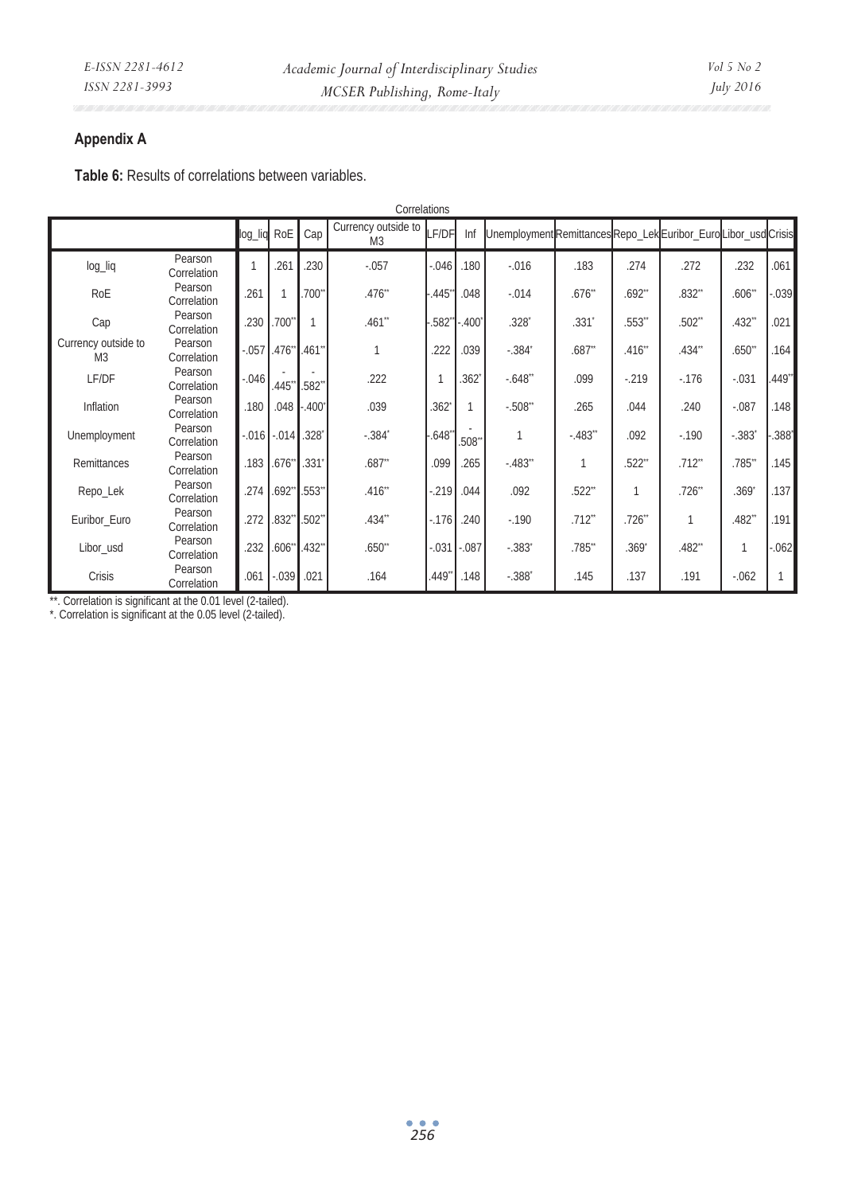## Appendix A

**Table 6:** Results of correlations between variables.

Correlations

| | | log_liq | RoE | Cap | Currency outside to M3 | LF/DF | Inf | Unemployment | Remittances | Repo_Lek | Euribor_Euro | Libor_usd | Crisis |
|---|---|---|---|---|---|---|---|---|---|---|---|---|---|
| log_liq | Pearson Correlation | 1 | .261 | .230 | -.057 | -.046 | .180 | -.016 | .183 | .274 | .272 | .232 | .061 |
| RoE | Pearson Correlation | .261 | 1 | .700** | .476** | -.445** | .048 | -.014 | .676** | .692** | .832** | .606** | -.039 |
| Cap | Pearson Correlation | .230 | .700** | 1 | .461** | -.582** | -.400* | .328* | .331* | .553** | .502** | .432** | .021 |
| Currency outside to M3 | Pearson Correlation | -.057 | .476** | .461** | 1 | .222 | .039 | -.384* | .687** | .416** | .434** | .650** | .164 |
| LF/DF | Pearson Correlation | -.046 | -.445** | -.582** | .222 | 1 | .362* | -.648** | .099 | -.219 | -.176 | -.031 | .449** |
| Inflation | Pearson Correlation | .180 | .048 | -.400* | .039 | .362* | 1 | -.508** | .265 | .044 | .240 | -.087 | .148 |
| Unemployment | Pearson Correlation | -.016 | -.014 | .328* | -.384* | -.648** | -.508** | 1 | -.483** | .092 | -.190 | -.383* | -.388* |
| Remittances | Pearson Correlation | .183 | .676** | .331* | .687** | .099 | .265 | -.483** | 1 | .522** | .712** | .785** | .145 |
| Repo_Lek | Pearson Correlation | .274 | .692** | .553** | .416** | -.219 | .044 | .092 | .522** | 1 | .726** | .369* | .137 |
| Euribor_Euro | Pearson Correlation | .272 | .832** | .502** | .434** | -.176 | .240 | -.190 | .712** | .726** | 1 | .482** | .191 |
| Libor_usd | Pearson Correlation | .232 | .606** | .432** | .650** | -.031 | -.087 | -.383* | .785** | .369* | .482** | 1 | -.062 |
| Crisis | Pearson Correlation | .061 | -.039 | .021 | .164 | .449** | .148 | -.388* | .145 | .137 | .191 | -.062 | 1 |

**. Correlation is significant at the 0.01 level (2-tailed).

*. Correlation is significant at the 0.05 level (2-tailed).